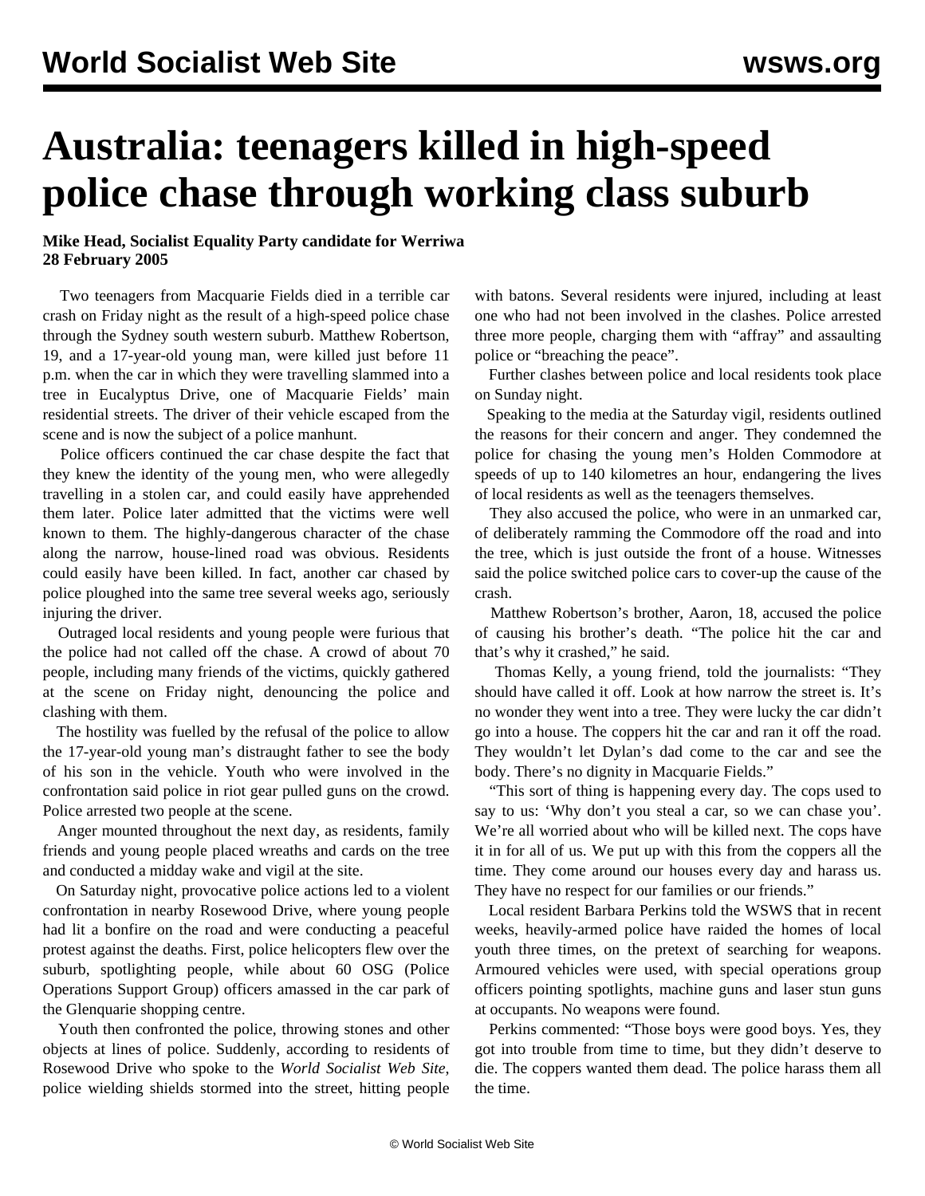# Australia: teenagers killed in high-speed police chase through working class suburb

**Mike Head, Socialist Equality Party candidate for Werriwa**
**28 February 2005**

Two teenagers from Macquarie Fields died in a terrible car crash on Friday night as the result of a high-speed police chase through the Sydney south western suburb. Matthew Robertson, 19, and a 17-year-old young man, were killed just before 11 p.m. when the car in which they were travelling slammed into a tree in Eucalyptus Drive, one of Macquarie Fields' main residential streets. The driver of their vehicle escaped from the scene and is now the subject of a police manhunt.

Police officers continued the car chase despite the fact that they knew the identity of the young men, who were allegedly travelling in a stolen car, and could easily have apprehended them later. Police later admitted that the victims were well known to them. The highly-dangerous character of the chase along the narrow, house-lined road was obvious. Residents could easily have been killed. In fact, another car chased by police ploughed into the same tree several weeks ago, seriously injuring the driver.

Outraged local residents and young people were furious that the police had not called off the chase. A crowd of about 70 people, including many friends of the victims, quickly gathered at the scene on Friday night, denouncing the police and clashing with them.

The hostility was fuelled by the refusal of the police to allow the 17-year-old young man's distraught father to see the body of his son in the vehicle. Youth who were involved in the confrontation said police in riot gear pulled guns on the crowd. Police arrested two people at the scene.

Anger mounted throughout the next day, as residents, family friends and young people placed wreaths and cards on the tree and conducted a midday wake and vigil at the site.

On Saturday night, provocative police actions led to a violent confrontation in nearby Rosewood Drive, where young people had lit a bonfire on the road and were conducting a peaceful protest against the deaths. First, police helicopters flew over the suburb, spotlighting people, while about 60 OSG (Police Operations Support Group) officers amassed in the car park of the Glenquarie shopping centre.

Youth then confronted the police, throwing stones and other objects at lines of police. Suddenly, according to residents of Rosewood Drive who spoke to the *World Socialist Web Site*, police wielding shields stormed into the street, hitting people with batons. Several residents were injured, including at least one who had not been involved in the clashes. Police arrested three more people, charging them with "affray" and assaulting police or "breaching the peace".

Further clashes between police and local residents took place on Sunday night.

Speaking to the media at the Saturday vigil, residents outlined the reasons for their concern and anger. They condemned the police for chasing the young men's Holden Commodore at speeds of up to 140 kilometres an hour, endangering the lives of local residents as well as the teenagers themselves.

They also accused the police, who were in an unmarked car, of deliberately ramming the Commodore off the road and into the tree, which is just outside the front of a house. Witnesses said the police switched police cars to cover-up the cause of the crash.

Matthew Robertson's brother, Aaron, 18, accused the police of causing his brother's death. "The police hit the car and that's why it crashed," he said.

Thomas Kelly, a young friend, told the journalists: "They should have called it off. Look at how narrow the street is. It's no wonder they went into a tree. They were lucky the car didn't go into a house. The coppers hit the car and ran it off the road. They wouldn't let Dylan's dad come to the car and see the body. There's no dignity in Macquarie Fields."

"This sort of thing is happening every day. The cops used to say to us: 'Why don't you steal a car, so we can chase you'. We're all worried about who will be killed next. The cops have it in for all of us. We put up with this from the coppers all the time. They come around our houses every day and harass us. They have no respect for our families or our friends."

Local resident Barbara Perkins told the WSWS that in recent weeks, heavily-armed police have raided the homes of local youth three times, on the pretext of searching for weapons. Armoured vehicles were used, with special operations group officers pointing spotlights, machine guns and laser stun guns at occupants. No weapons were found.

Perkins commented: "Those boys were good boys. Yes, they got into trouble from time to time, but they didn't deserve to die. The coppers wanted them dead. The police harass them all the time.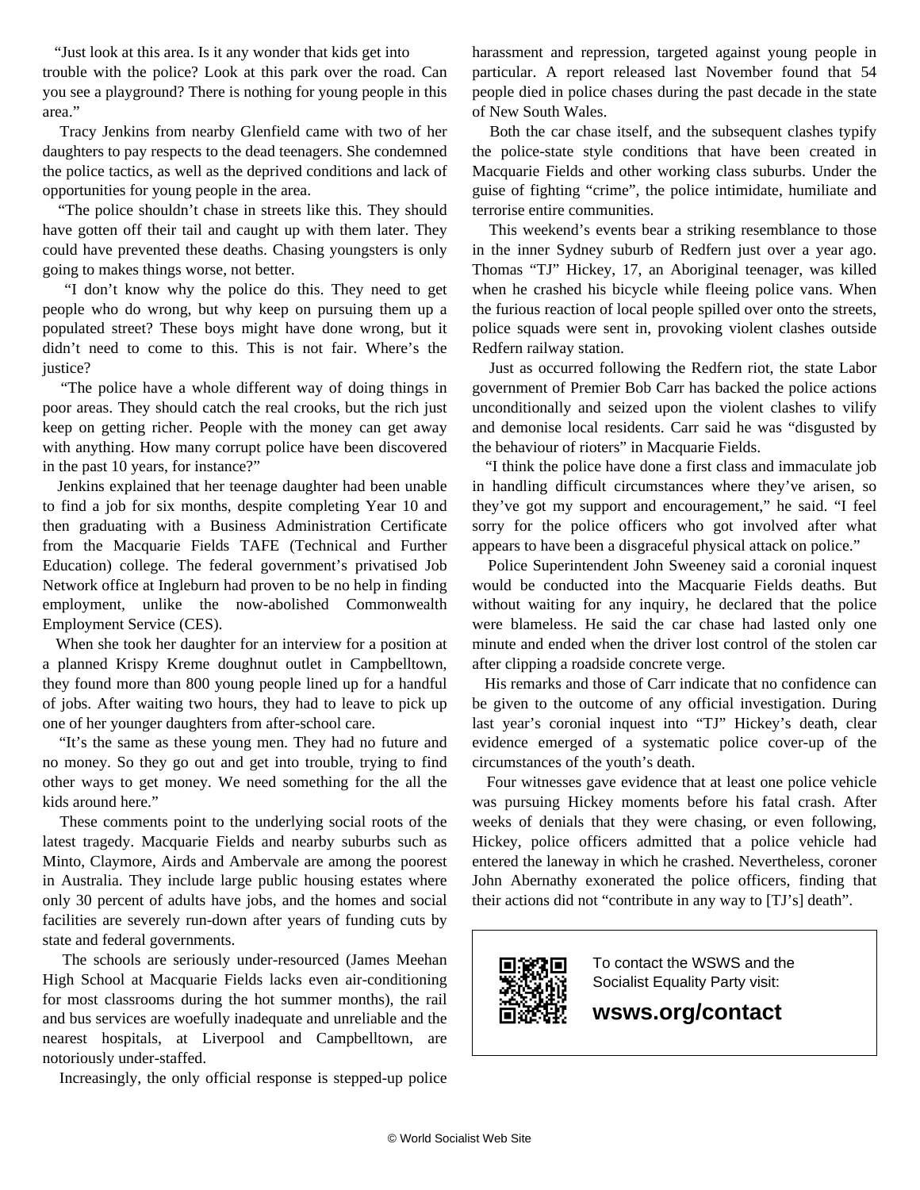"Just look at this area. Is it any wonder that kids get into trouble with the police? Look at this park over the road. Can you see a playground? There is nothing for young people in this area."

Tracy Jenkins from nearby Glenfield came with two of her daughters to pay respects to the dead teenagers. She condemned the police tactics, as well as the deprived conditions and lack of opportunities for young people in the area.

"The police shouldn't chase in streets like this. They should have gotten off their tail and caught up with them later. They could have prevented these deaths. Chasing youngsters is only going to makes things worse, not better.

"I don't know why the police do this. They need to get people who do wrong, but why keep on pursuing them up a populated street? These boys might have done wrong, but it didn't need to come to this. This is not fair. Where's the justice?

"The police have a whole different way of doing things in poor areas. They should catch the real crooks, but the rich just keep on getting richer. People with the money can get away with anything. How many corrupt police have been discovered in the past 10 years, for instance?"

Jenkins explained that her teenage daughter had been unable to find a job for six months, despite completing Year 10 and then graduating with a Business Administration Certificate from the Macquarie Fields TAFE (Technical and Further Education) college. The federal government's privatised Job Network office at Ingleburn had proven to be no help in finding employment, unlike the now-abolished Commonwealth Employment Service (CES).

When she took her daughter for an interview for a position at a planned Krispy Kreme doughnut outlet in Campbelltown, they found more than 800 young people lined up for a handful of jobs. After waiting two hours, they had to leave to pick up one of her younger daughters from after-school care.

"It's the same as these young men. They had no future and no money. So they go out and get into trouble, trying to find other ways to get money. We need something for the all the kids around here."

These comments point to the underlying social roots of the latest tragedy. Macquarie Fields and nearby suburbs such as Minto, Claymore, Airds and Ambervale are among the poorest in Australia. They include large public housing estates where only 30 percent of adults have jobs, and the homes and social facilities are severely run-down after years of funding cuts by state and federal governments.

The schools are seriously under-resourced (James Meehan High School at Macquarie Fields lacks even air-conditioning for most classrooms during the hot summer months), the rail and bus services are woefully inadequate and unreliable and the nearest hospitals, at Liverpool and Campbelltown, are notoriously under-staffed.

Increasingly, the only official response is stepped-up police harassment and repression, targeted against young people in particular. A report released last November found that 54 people died in police chases during the past decade in the state of New South Wales.

Both the car chase itself, and the subsequent clashes typify the police-state style conditions that have been created in Macquarie Fields and other working class suburbs. Under the guise of fighting "crime", the police intimidate, humiliate and terrorise entire communities.

This weekend's events bear a striking resemblance to those in the inner Sydney suburb of Redfern just over a year ago. Thomas "TJ" Hickey, 17, an Aboriginal teenager, was killed when he crashed his bicycle while fleeing police vans. When the furious reaction of local people spilled over onto the streets, police squads were sent in, provoking violent clashes outside Redfern railway station.

Just as occurred following the Redfern riot, the state Labor government of Premier Bob Carr has backed the police actions unconditionally and seized upon the violent clashes to vilify and demonise local residents. Carr said he was "disgusted by the behaviour of rioters" in Macquarie Fields.

"I think the police have done a first class and immaculate job in handling difficult circumstances where they've arisen, so they've got my support and encouragement," he said. "I feel sorry for the police officers who got involved after what appears to have been a disgraceful physical attack on police."

Police Superintendent John Sweeney said a coronial inquest would be conducted into the Macquarie Fields deaths. But without waiting for any inquiry, he declared that the police were blameless. He said the car chase had lasted only one minute and ended when the driver lost control of the stolen car after clipping a roadside concrete verge.

His remarks and those of Carr indicate that no confidence can be given to the outcome of any official investigation. During last year's coronial inquest into "TJ" Hickey's death, clear evidence emerged of a systematic police cover-up of the circumstances of the youth's death.

Four witnesses gave evidence that at least one police vehicle was pursuing Hickey moments before his fatal crash. After weeks of denials that they were chasing, or even following, Hickey, police officers admitted that a police vehicle had entered the laneway in which he crashed. Nevertheless, coroner John Abernathy exonerated the police officers, finding that their actions did not "contribute in any way to [TJ's] death".

To contact the WSWS and the Socialist Equality Party visit:

**wsws.org/contact**